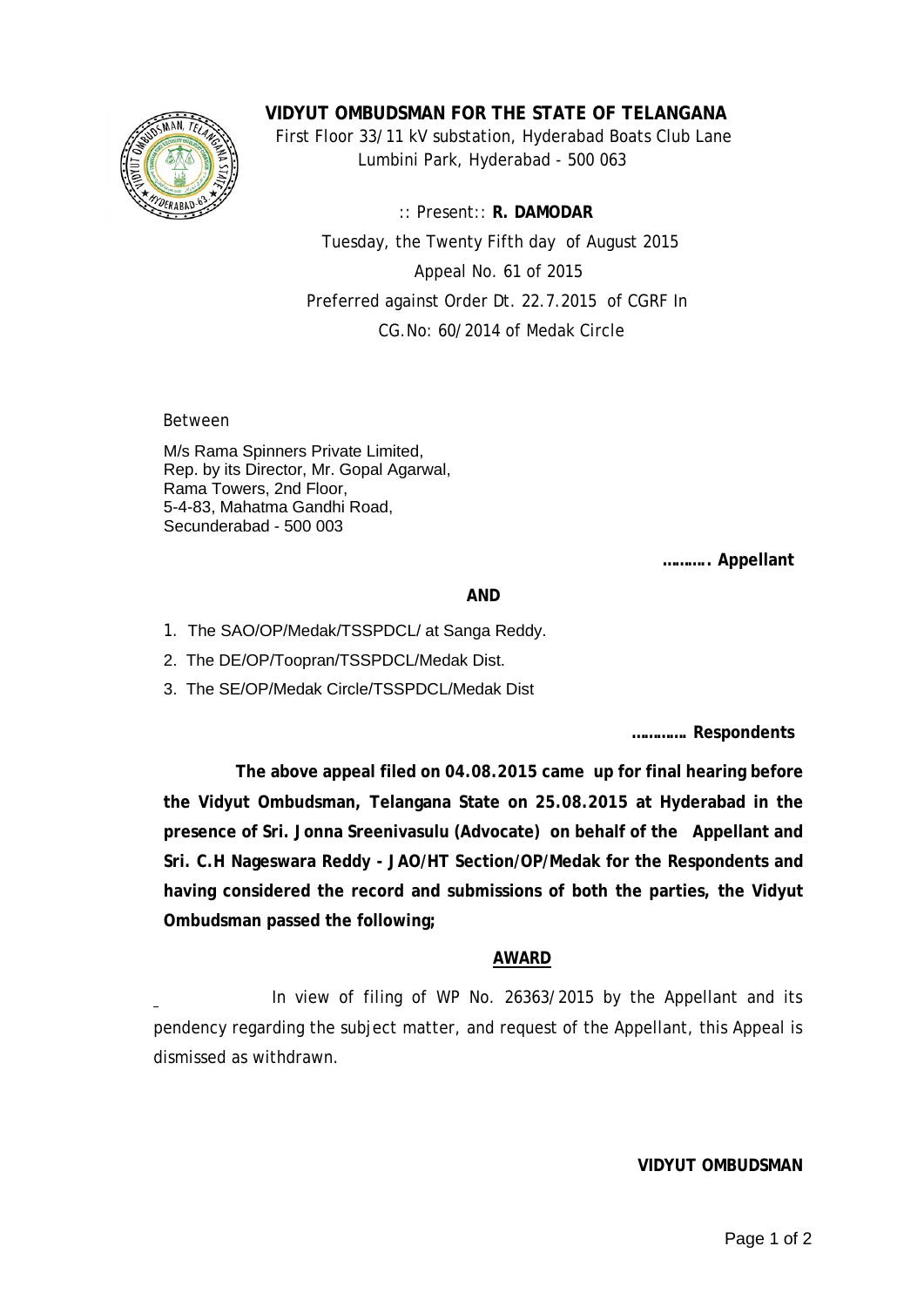# VIDYUT OMBUDSMAN FOR THE STATE OF TELANGANA

First Floor 33/11 kV substation, Hyderabad Boats Club Lane
Lumbini Park, Hyderabad - 500 063

:: Present:: **R. DAMODAR**

Tuesday, the Twenty Fifth day of August 2015

Appeal No. 61 of 2015

Preferred against Order Dt. 22.7.2015 of CGRF In

CG.No: 60/2014 of Medak Circle

Between

M/s Rama Spinners Private Limited,
Rep. by its Director, Mr. Gopal Agarwal,
Rama Towers, 2nd Floor,
5-4-83, Mahatma Gandhi Road,
Secunderabad - 500 003

**………. Appellant**

**AND**

1. The SAO/OP/Medak/TSSPDCL/ at Sanga Reddy.
2. The DE/OP/Toopran/TSSPDCL/Medak Dist.
3. The SE/OP/Medak Circle/TSSPDCL/Medak Dist

**………… Respondents**

**The above appeal filed on 04.08.2015 came up for final hearing before the Vidyut Ombudsman, Telangana State on 25.08.2015 at Hyderabad in the presence of Sri. Jonna Sreenivasulu (Advocate) on behalf of the Appellant and Sri. C.H Nageswara Reddy - JAO/HT Section/OP/Medak for the Respondents and having considered the record and submissions of both the parties, the Vidyut Ombudsman passed the following;**

## AWARD

In view of filing of WP No. 26363/2015 by the Appellant and its pendency regarding the subject matter, and request of the Appellant, this Appeal is dismissed as withdrawn.

**VIDYUT OMBUDSMAN**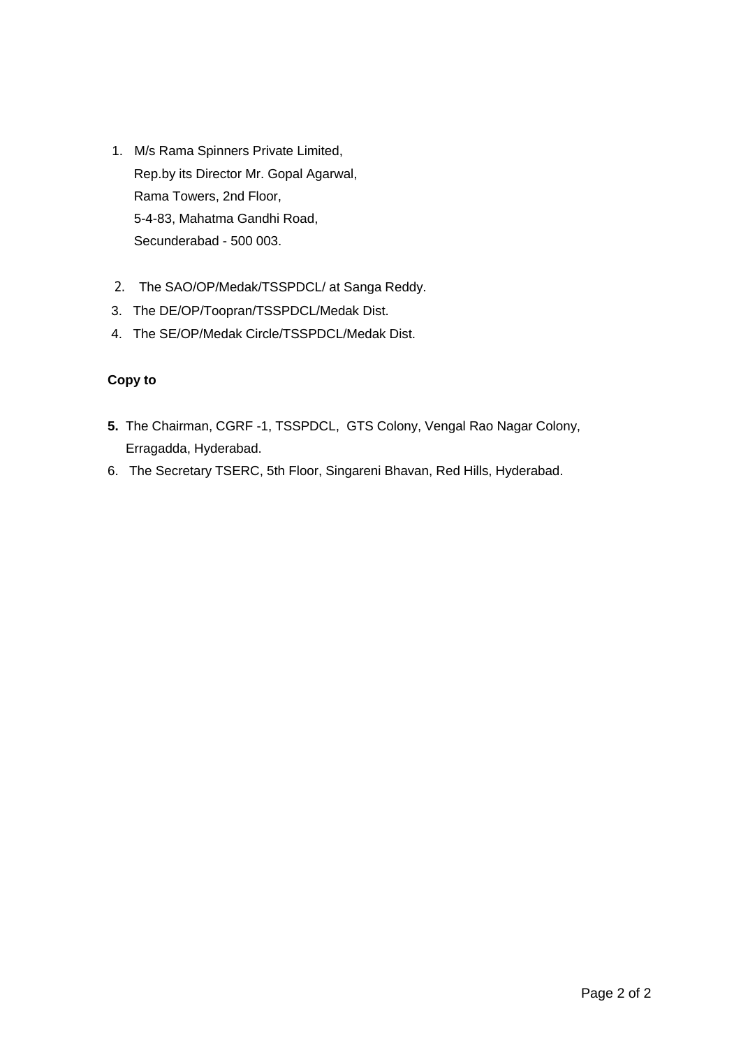1. M/s Rama Spinners Private Limited,  
   Rep.by its Director Mr. Gopal Agarwal,  
   Rama Towers, 2nd Floor,  
   5-4-83, Mahatma Gandhi Road,  
   Secunderabad - 500 003.

2. The SAO/OP/Medak/TSSPDCL/ at Sanga Reddy.
3. The DE/OP/Toopran/TSSPDCL/Medak Dist.
4. The SE/OP/Medak Circle/TSSPDCL/Medak Dist.

**Copy to**

**5.** The Chairman, CGRF -1, TSSPDCL, GTS Colony, Vengal Rao Nagar Colony, Erragadda, Hyderabad.

6. The Secretary TSERC, 5th Floor, Singareni Bhavan, Red Hills, Hyderabad.